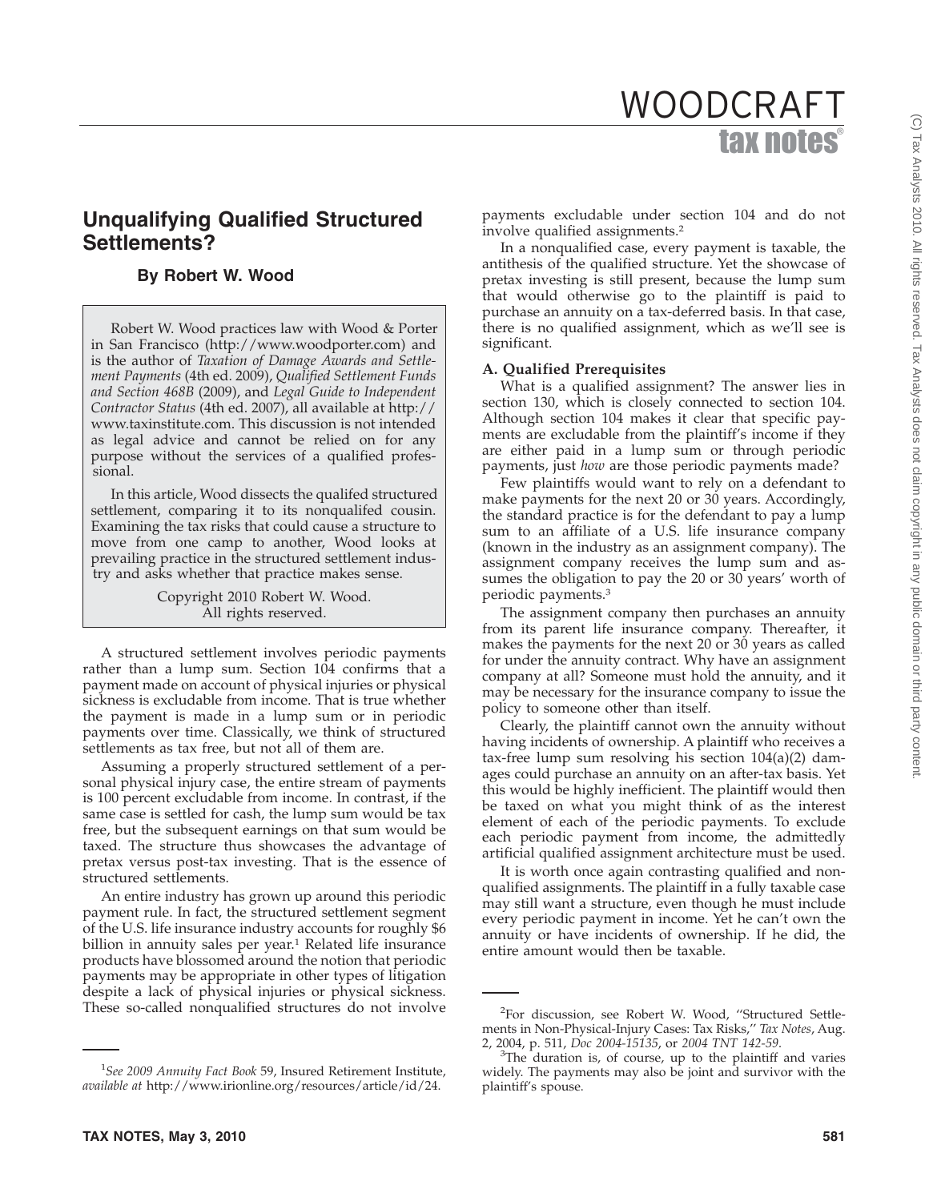# Unqualifying Qualified Structured Settlements?

### By Robert W. Wood

Robert W. Wood practices law with Wood & Porter in San Francisco (http://www.woodporter.com) and is the author of *Taxation of Damage Awards and Settlement Payments* (4th ed. 2009), *Qualified Settlement Funds and Section 468B* (2009), and *Legal Guide to Independent Contractor Status* (4th ed. 2007), all available at http://www.taxinstitute.com. This discussion is not intended as legal advice and cannot be relied on for any purpose without the services of a qualified professional.

In this article, Wood dissects the qualifed structured settlement, comparing it to its nonqualifed cousin. Examining the tax risks that could cause a structure to move from one camp to another, Wood looks at prevailing practice in the structured settlement industry and asks whether that practice makes sense.

Copyright 2010 Robert W. Wood.
All rights reserved.

A structured settlement involves periodic payments rather than a lump sum. Section 104 confirms that a payment made on account of physical injuries or physical sickness is excludable from income. That is true whether the payment is made in a lump sum or in periodic payments over time. Classically, we think of structured settlements as tax free, but not all of them are.

Assuming a properly structured settlement of a personal physical injury case, the entire stream of payments is 100 percent excludable from income. In contrast, if the same case is settled for cash, the lump sum would be tax free, but the subsequent earnings on that sum would be taxed. The structure thus showcases the advantage of pretax versus post-tax investing. That is the essence of structured settlements.

An entire industry has grown up around this periodic payment rule. In fact, the structured settlement segment of the U.S. life insurance industry accounts for roughly $6 billion in annuity sales per year.[1] Related life insurance products have blossomed around the notion that periodic payments may be appropriate in other types of litigation despite a lack of physical injuries or physical sickness. These so-called nonqualified structures do not involve payments excludable under section 104 and do not involve qualified assignments.[2]

In a nonqualified case, every payment is taxable, the antithesis of the qualified structure. Yet the showcase of pretax investing is still present, because the lump sum that would otherwise go to the plaintiff is paid to purchase an annuity on a tax-deferred basis. In that case, there is no qualified assignment, which as we'll see is significant.

## A. Qualified Prerequisites

What is a qualified assignment? The answer lies in section 130, which is closely connected to section 104. Although section 104 makes it clear that specific payments are excludable from the plaintiff's income if they are either paid in a lump sum or through periodic payments, just *how* are those periodic payments made?

Few plaintiffs would want to rely on a defendant to make payments for the next 20 or 30 years. Accordingly, the standard practice is for the defendant to pay a lump sum to an affiliate of a U.S. life insurance company (known in the industry as an assignment company). The assignment company receives the lump sum and assumes the obligation to pay the 20 or 30 years' worth of periodic payments.[3]

The assignment company then purchases an annuity from its parent life insurance company. Thereafter, it makes the payments for the next 20 or 30 years as called for under the annuity contract. Why have an assignment company at all? Someone must hold the annuity, and it may be necessary for the insurance company to issue the policy to someone other than itself.

Clearly, the plaintiff cannot own the annuity without having incidents of ownership. A plaintiff who receives a tax-free lump sum resolving his section 104(a)(2) damages could purchase an annuity on an after-tax basis. Yet this would be highly inefficient. The plaintiff would then be taxed on what you might think of as the interest element of each of the periodic payments. To exclude each periodic payment from income, the admittedly artificial qualified assignment architecture must be used.

It is worth once again contrasting qualified and nonqualified assignments. The plaintiff in a fully taxable case may still want a structure, even though he must include every periodic payment in income. Yet he can't own the annuity or have incidents of ownership. If he did, the entire amount would then be taxable.

---

[1] *See 2009 Annuity Fact Book* 59, Insured Retirement Institute, *available at* http://www.irionline.org/resources/article/id/24.

[2] For discussion, see Robert W. Wood, ''Structured Settlements in Non-Physical-Injury Cases: Tax Risks,'' *Tax Notes*, Aug. 2, 2004, p. 511, *Doc 2004-15135*, or *2004 TNT 142-59*.

[3] The duration is, of course, up to the plaintiff and varies widely. The payments may also be joint and survivor with the plaintiff's spouse.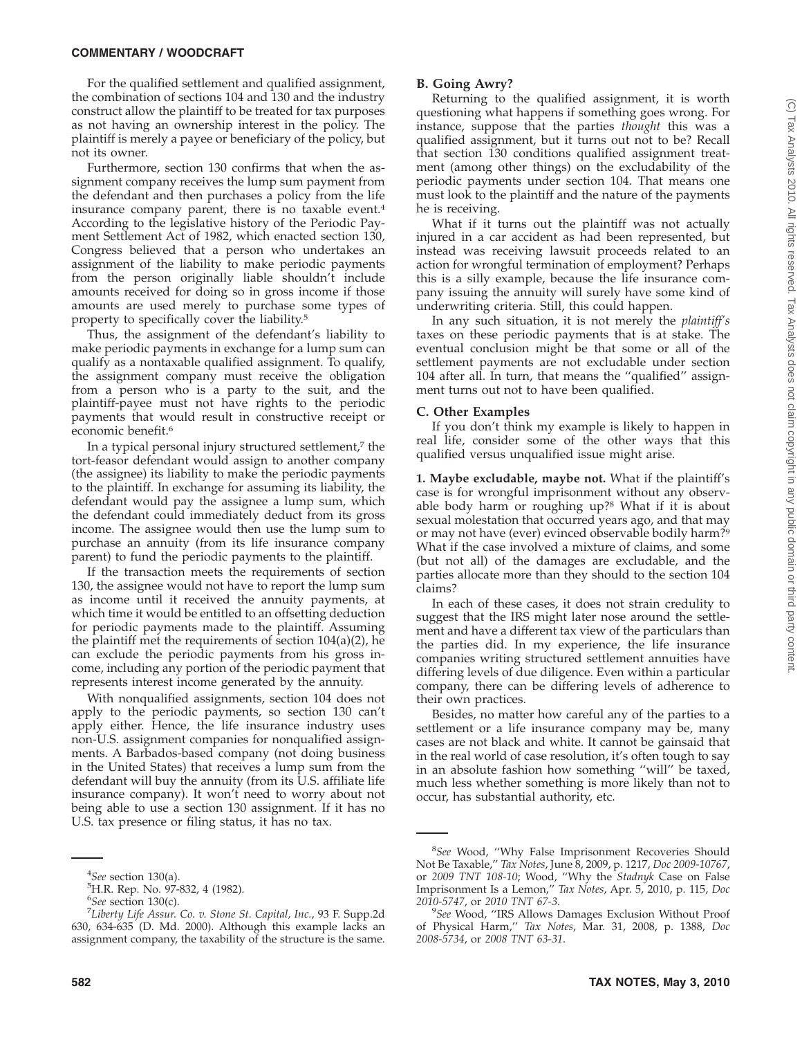For the qualified settlement and qualified assignment, the combination of sections 104 and 130 and the industry construct allow the plaintiff to be treated for tax purposes as not having an ownership interest in the policy. The plaintiff is merely a payee or beneficiary of the policy, but not its owner.

Furthermore, section 130 confirms that when the assignment company receives the lump sum payment from the defendant and then purchases a policy from the life insurance company parent, there is no taxable event.[4] According to the legislative history of the Periodic Payment Settlement Act of 1982, which enacted section 130, Congress believed that a person who undertakes an assignment of the liability to make periodic payments from the person originally liable shouldn't include amounts received for doing so in gross income if those amounts are used merely to purchase some types of property to specifically cover the liability.[5]

Thus, the assignment of the defendant's liability to make periodic payments in exchange for a lump sum can qualify as a nontaxable qualified assignment. To qualify, the assignment company must receive the obligation from a person who is a party to the suit, and the plaintiff-payee must not have rights to the periodic payments that would result in constructive receipt or economic benefit.[6]

In a typical personal injury structured settlement,[7] the tort-feasor defendant would assign to another company (the assignee) its liability to make the periodic payments to the plaintiff. In exchange for assuming its liability, the defendant would pay the assignee a lump sum, which the defendant could immediately deduct from its gross income. The assignee would then use the lump sum to purchase an annuity (from its life insurance company parent) to fund the periodic payments to the plaintiff.

If the transaction meets the requirements of section 130, the assignee would not have to report the lump sum as income until it received the annuity payments, at which time it would be entitled to an offsetting deduction for periodic payments made to the plaintiff. Assuming the plaintiff met the requirements of section 104(a)(2), he can exclude the periodic payments from his gross income, including any portion of the periodic payment that represents interest income generated by the annuity.

With nonqualified assignments, section 104 does not apply to the periodic payments, so section 130 can't apply either. Hence, the life insurance industry uses non-U.S. assignment companies for nonqualified assignments. A Barbados-based company (not doing business in the United States) that receives a lump sum from the defendant will buy the annuity (from its U.S. affiliate life insurance company). It won't need to worry about not being able to use a section 130 assignment. If it has no U.S. tax presence or filing status, it has no tax.

### B. Going Awry?

Returning to the qualified assignment, it is worth questioning what happens if something goes wrong. For instance, suppose that the parties *thought* this was a qualified assignment, but it turns out not to be? Recall that section 130 conditions qualified assignment treatment (among other things) on the excludability of the periodic payments under section 104. That means one must look to the plaintiff and the nature of the payments he is receiving.

What if it turns out the plaintiff was not actually injured in a car accident as had been represented, but instead was receiving lawsuit proceeds related to an action for wrongful termination of employment? Perhaps this is a silly example, because the life insurance company issuing the annuity will surely have some kind of underwriting criteria. Still, this could happen.

In any such situation, it is not merely the *plaintiff's* taxes on these periodic payments that is at stake. The eventual conclusion might be that some or all of the settlement payments are not excludable under section 104 after all. In turn, that means the "qualified" assignment turns out not to have been qualified.

### C. Other Examples

If you don't think my example is likely to happen in real life, consider some of the other ways that this qualified versus unqualified issue might arise.

**1. Maybe excludable, maybe not.** What if the plaintiff's case is for wrongful imprisonment without any observable body harm or roughing up?[8] What if it is about sexual molestation that occurred years ago, and that may or may not have (ever) evinced observable bodily harm?[9] What if the case involved a mixture of claims, and some (but not all) of the damages are excludable, and the parties allocate more than they should to the section 104 claims?

In each of these cases, it does not strain credulity to suggest that the IRS might later nose around the settlement and have a different tax view of the particulars than the parties did. In my experience, the life insurance companies writing structured settlement annuities have differing levels of due diligence. Even within a particular company, there can be differing levels of adherence to their own practices.

Besides, no matter how careful any of the parties to a settlement or a life insurance company may be, many cases are not black and white. It cannot be gainsaid that in the real world of case resolution, it's often tough to say in an absolute fashion how something "will" be taxed, much less whether something is more likely than not to occur, has substantial authority, etc.

---

[4] *See* section 130(a).

[5] H.R. Rep. No. 97-832, 4 (1982).

[6] *See* section 130(c).

[7] *Liberty Life Assur. Co. v. Stone St. Capital, Inc.*, 93 F. Supp.2d 630, 634-635 (D. Md. 2000). Although this example lacks an assignment company, the taxability of the structure is the same.

[8] *See* Wood, "Why False Imprisonment Recoveries Should Not Be Taxable," *Tax Notes*, June 8, 2009, p. 1217, *Doc 2009-10767*, or *2009 TNT 108-10*; Wood, "Why the *Stadnyk* Case on False Imprisonment Is a Lemon," *Tax Notes*, Apr. 5, 2010, p. 115, *Doc 2010-5747*, or *2010 TNT 67-3*.

[9] *See* Wood, "IRS Allows Damages Exclusion Without Proof of Physical Harm," *Tax Notes*, Mar. 31, 2008, p. 1388, *Doc 2008-5734*, or *2008 TNT 63-31*.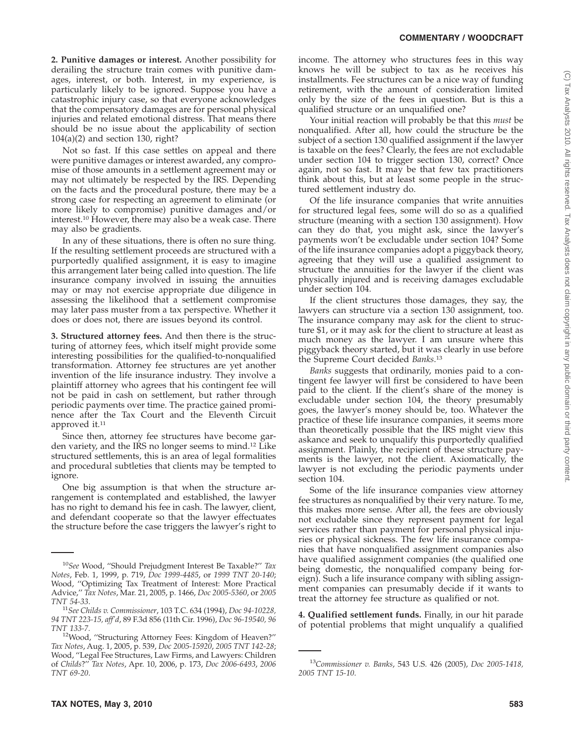**2. Punitive damages or interest.** Another possibility for derailing the structure train comes with punitive damages, interest, or both. Interest, in my experience, is particularly likely to be ignored. Suppose you have a catastrophic injury case, so that everyone acknowledges that the compensatory damages are for personal physical injuries and related emotional distress. That means there should be no issue about the applicability of section 104(a)(2) and section 130, right?

Not so fast. If this case settles on appeal and there were punitive damages or interest awarded, any compromise of those amounts in a settlement agreement may or may not ultimately be respected by the IRS. Depending on the facts and the procedural posture, there may be a strong case for respecting an agreement to eliminate (or more likely to compromise) punitive damages and/or interest.[10] However, there may also be a weak case. There may also be gradients.

In any of these situations, there is often no sure thing. If the resulting settlement proceeds are structured with a purportedly qualified assignment, it is easy to imagine this arrangement later being called into question. The life insurance company involved in issuing the annuities may or may not exercise appropriate due diligence in assessing the likelihood that a settlement compromise may later pass muster from a tax perspective. Whether it does or does not, there are issues beyond its control.

**3. Structured attorney fees.** And then there is the structuring of attorney fees, which itself might provide some interesting possibilities for the qualified-to-nonqualified transformation. Attorney fee structures are yet another invention of the life insurance industry. They involve a plaintiff attorney who agrees that his contingent fee will not be paid in cash on settlement, but rather through periodic payments over time. The practice gained prominence after the Tax Court and the Eleventh Circuit approved it.[11]

Since then, attorney fee structures have become garden variety, and the IRS no longer seems to mind.[12] Like structured settlements, this is an area of legal formalities and procedural subtleties that clients may be tempted to ignore.

One big assumption is that when the structure arrangement is contemplated and established, the lawyer has no right to demand his fee in cash. The lawyer, client, and defendant cooperate so that the lawyer effectuates the structure before the case triggers the lawyer's right to income. The attorney who structures fees in this way knows he will be subject to tax as he receives his installments. Fee structures can be a nice way of funding retirement, with the amount of consideration limited only by the size of the fees in question. But is this a qualified structure or an unqualified one?

Your initial reaction will probably be that this *must* be nonqualified. After all, how could the structure be the subject of a section 130 qualified assignment if the lawyer is taxable on the fees? Clearly, the fees are not excludable under section 104 to trigger section 130, correct? Once again, not so fast. It may be that few tax practitioners think about this, but at least some people in the structured settlement industry do.

Of the life insurance companies that write annuities for structured legal fees, some will do so as a qualified structure (meaning with a section 130 assignment). How can they do that, you might ask, since the lawyer's payments won't be excludable under section 104? Some of the life insurance companies adopt a piggyback theory, agreeing that they will use a qualified assignment to structure the annuities for the lawyer if the client was physically injured and is receiving damages excludable under section 104.

If the client structures those damages, they say, the lawyers can structure via a section 130 assignment, too. The insurance company may ask for the client to structure $1, or it may ask for the client to structure at least as much money as the lawyer. I am unsure where this piggyback theory started, but it was clearly in use before the Supreme Court decided *Banks*.[13]

*Banks* suggests that ordinarily, monies paid to a contingent fee lawyer will first be considered to have been paid to the client. If the client's share of the money is excludable under section 104, the theory presumably goes, the lawyer's money should be, too. Whatever the practice of these life insurance companies, it seems more than theoretically possible that the IRS might view this askance and seek to unqualify this purportedly qualified assignment. Plainly, the recipient of these structure payments is the lawyer, not the client. Axiomatically, the lawyer is not excluding the periodic payments under section 104.

Some of the life insurance companies view attorney fee structures as nonqualified by their very nature. To me, this makes more sense. After all, the fees are obviously not excludable since they represent payment for legal services rather than payment for personal physical injuries or physical sickness. The few life insurance companies that have nonqualified assignment companies also have qualified assignment companies (the qualified one being domestic, the nonqualified company being foreign). Such a life insurance company with sibling assignment companies can presumably decide if it wants to treat the attorney fee structure as qualified or not.

**4. Qualified settlement funds.** Finally, in our hit parade of potential problems that might unqualify a qualified

---

[10]*See* Wood, "Should Prejudgment Interest Be Taxable?" *Tax Notes*, Feb. 1, 1999, p. 719, *Doc 1999-4485*, or *1999 TNT 20-140*; Wood, "Optimizing Tax Treatment of Interest: More Practical Advice," *Tax Notes*, Mar. 21, 2005, p. 1466, *Doc 2005-5360*, or *2005 TNT 54-33*.

[11]*See Childs v. Commissioner*, 103 T.C. 634 (1994), *Doc 94-10228, 94 TNT 223-15, aff'd*, 89 F.3d 856 (11th Cir. 1996), *Doc 96-19540, 96 TNT 133-7*.

[12]Wood, "Structuring Attorney Fees: Kingdom of Heaven?" *Tax Notes*, Aug. 1, 2005, p. 539, *Doc 2005-15920*, *2005 TNT 142-28*; Wood, "Legal Fee Structures, Law Firms, and Lawyers: Children of *Childs*?" *Tax Notes*, Apr. 10, 2006, p. 173, *Doc 2006-6493*, *2006 TNT 69-20*.

[13]*Commissioner v. Banks*, 543 U.S. 426 (2005), *Doc 2005-1418, 2005 TNT 15-10*.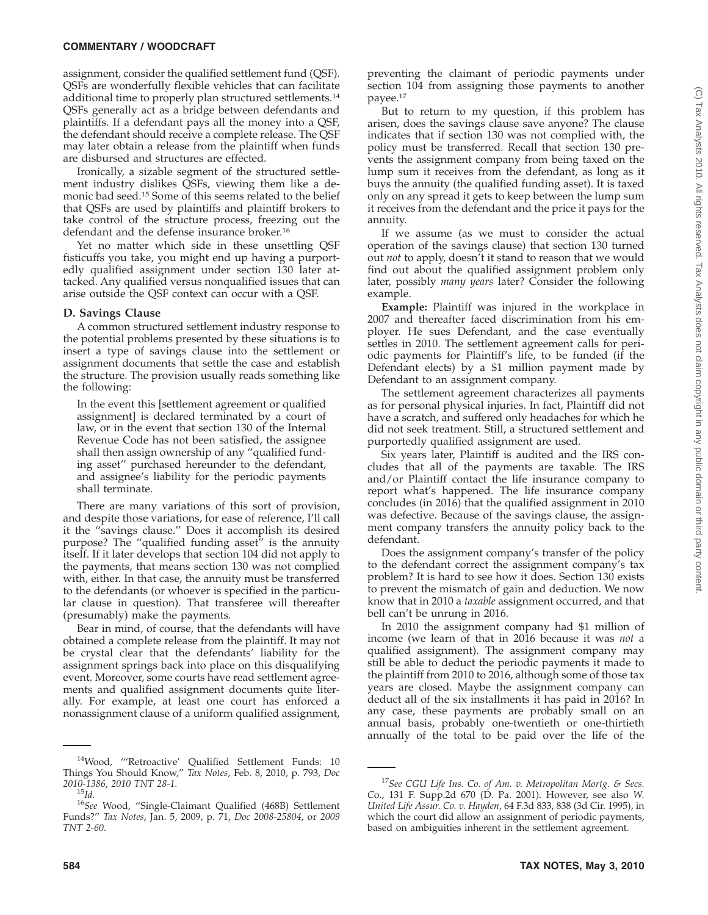assignment, consider the qualified settlement fund (QSF). QSFs are wonderfully flexible vehicles that can facilitate additional time to properly plan structured settlements.[14] QSFs generally act as a bridge between defendants and plaintiffs. If a defendant pays all the money into a QSF, the defendant should receive a complete release. The QSF may later obtain a release from the plaintiff when funds are disbursed and structures are effected.

Ironically, a sizable segment of the structured settlement industry dislikes QSFs, viewing them like a demonic bad seed.[15] Some of this seems related to the belief that QSFs are used by plaintiffs and plaintiff brokers to take control of the structure process, freezing out the defendant and the defense insurance broker.[16]

Yet no matter which side in these unsettling QSF fisticuffs you take, you might end up having a purportedly qualified assignment under section 130 later attacked. Any qualified versus nonqualified issues that can arise outside the QSF context can occur with a QSF.

### D. Savings Clause

A common structured settlement industry response to the potential problems presented by these situations is to insert a type of savings clause into the settlement or assignment documents that settle the case and establish the structure. The provision usually reads something like the following:

> In the event this [settlement agreement or qualified assignment] is declared terminated by a court of law, or in the event that section 130 of the Internal Revenue Code has not been satisfied, the assignee shall then assign ownership of any ''qualified funding asset'' purchased hereunder to the defendant, and assignee's liability for the periodic payments shall terminate.

There are many variations of this sort of provision, and despite those variations, for ease of reference, I'll call it the ''savings clause.'' Does it accomplish its desired purpose? The ''qualified funding asset'' is the annuity itself. If it later develops that section 104 did not apply to the payments, that means section 130 was not complied with, either. In that case, the annuity must be transferred to the defendants (or whoever is specified in the particular clause in question). That transferee will thereafter (presumably) make the payments.

Bear in mind, of course, that the defendants will have obtained a complete release from the plaintiff. It may not be crystal clear that the defendants' liability for the assignment springs back into place on this disqualifying event. Moreover, some courts have read settlement agreements and qualified assignment documents quite literally. For example, at least one court has enforced a nonassignment clause of a uniform qualified assignment, preventing the claimant of periodic payments under section 104 from assigning those payments to another payee.[17]

But to return to my question, if this problem has arisen, does the savings clause save anyone? The clause indicates that if section 130 was not complied with, the policy must be transferred. Recall that section 130 prevents the assignment company from being taxed on the lump sum it receives from the defendant, as long as it buys the annuity (the qualified funding asset). It is taxed only on any spread it gets to keep between the lump sum it receives from the defendant and the price it pays for the annuity.

If we assume (as we must to consider the actual operation of the savings clause) that section 130 turned out *not* to apply, doesn't it stand to reason that we would find out about the qualified assignment problem only later, possibly *many years* later? Consider the following example.

**Example:** Plaintiff was injured in the workplace in 2007 and thereafter faced discrimination from his employer. He sues Defendant, and the case eventually settles in 2010. The settlement agreement calls for periodic payments for Plaintiff's life, to be funded (if the Defendant elects) by a $1 million payment made by Defendant to an assignment company.

The settlement agreement characterizes all payments as for personal physical injuries. In fact, Plaintiff did not have a scratch, and suffered only headaches for which he did not seek treatment. Still, a structured settlement and purportedly qualified assignment are used.

Six years later, Plaintiff is audited and the IRS concludes that all of the payments are taxable. The IRS and/or Plaintiff contact the life insurance company to report what's happened. The life insurance company concludes (in 2016) that the qualified assignment in 2010 was defective. Because of the savings clause, the assignment company transfers the annuity policy back to the defendant.

Does the assignment company's transfer of the policy to the defendant correct the assignment company's tax problem? It is hard to see how it does. Section 130 exists to prevent the mismatch of gain and deduction. We now know that in 2010 a *taxable* assignment occurred, and that bell can't be unrung in 2016.

In 2010 the assignment company had $1 million of income (we learn of that in 2016 because it was *not* a qualified assignment). The assignment company may still be able to deduct the periodic payments it made to the plaintiff from 2010 to 2016, although some of those tax years are closed. Maybe the assignment company can deduct all of the six installments it has paid in 2016? In any case, these payments are probably small on an annual basis, probably one-twentieth or one-thirtieth annually of the total to be paid over the life of the

---

[14] Wood, '''Retroactive' Qualified Settlement Funds: 10 Things You Should Know,'' *Tax Notes*, Feb. 8, 2010, p. 793, *Doc 2010-1386*, *2010 TNT 28-1*.

[15] *Id.*

[16] *See* Wood, ''Single-Claimant Qualified (468B) Settlement Funds?'' *Tax Notes*, Jan. 5, 2009, p. 71, *Doc 2008-25804*, or *2009 TNT 2-60*.

[17] *See CGU Life Ins. Co. of Am. v. Metropolitan Mortg. & Secs. Co.*, 131 F. Supp.2d 670 (D. Pa. 2001). However, see also *W. United Life Assur. Co. v. Hayden*, 64 F.3d 833, 838 (3d Cir. 1995), in which the court did allow an assignment of periodic payments, based on ambiguities inherent in the settlement agreement.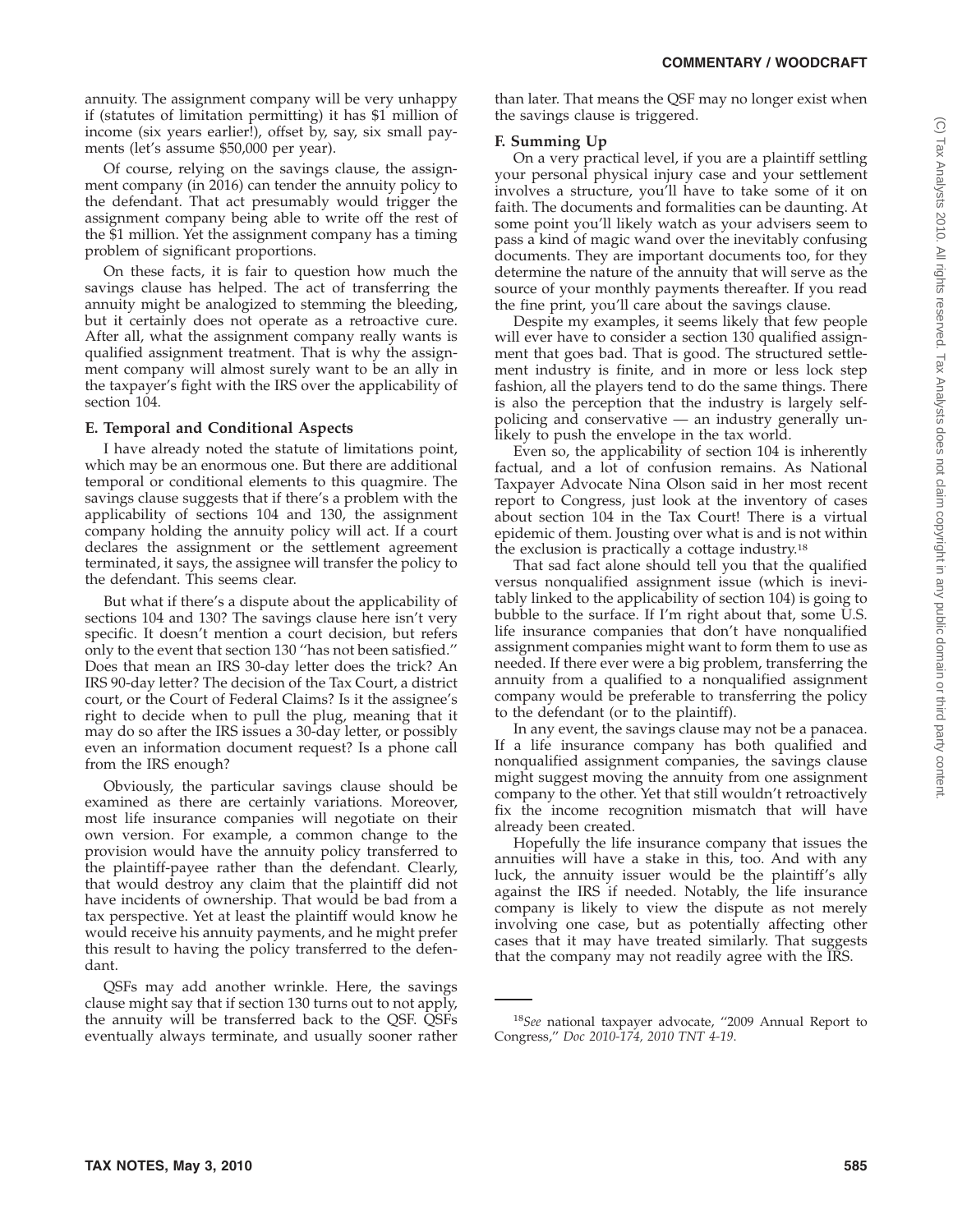annuity. The assignment company will be very unhappy if (statutes of limitation permitting) it has $1 million of income (six years earlier!), offset by, say, six small payments (let's assume $50,000 per year).

Of course, relying on the savings clause, the assignment company (in 2016) can tender the annuity policy to the defendant. That act presumably would trigger the assignment company being able to write off the rest of the $1 million. Yet the assignment company has a timing problem of significant proportions.

On these facts, it is fair to question how much the savings clause has helped. The act of transferring the annuity might be analogized to stemming the bleeding, but it certainly does not operate as a retroactive cure. After all, what the assignment company really wants is qualified assignment treatment. That is why the assignment company will almost surely want to be an ally in the taxpayer's fight with the IRS over the applicability of section 104.

### E. Temporal and Conditional Aspects

I have already noted the statute of limitations point, which may be an enormous one. But there are additional temporal or conditional elements to this quagmire. The savings clause suggests that if there's a problem with the applicability of sections 104 and 130, the assignment company holding the annuity policy will act. If a court declares the assignment or the settlement agreement terminated, it says, the assignee will transfer the policy to the defendant. This seems clear.

But what if there's a dispute about the applicability of sections 104 and 130? The savings clause here isn't very specific. It doesn't mention a court decision, but refers only to the event that section 130 "has not been satisfied." Does that mean an IRS 30-day letter does the trick? An IRS 90-day letter? The decision of the Tax Court, a district court, or the Court of Federal Claims? Is it the assignee's right to decide when to pull the plug, meaning that it may do so after the IRS issues a 30-day letter, or possibly even an information document request? Is a phone call from the IRS enough?

Obviously, the particular savings clause should be examined as there are certainly variations. Moreover, most life insurance companies will negotiate on their own version. For example, a common change to the provision would have the annuity policy transferred to the plaintiff-payee rather than the defendant. Clearly, that would destroy any claim that the plaintiff did not have incidents of ownership. That would be bad from a tax perspective. Yet at least the plaintiff would know he would receive his annuity payments, and he might prefer this result to having the policy transferred to the defendant.

QSFs may add another wrinkle. Here, the savings clause might say that if section 130 turns out to not apply, the annuity will be transferred back to the QSF. QSFs eventually always terminate, and usually sooner rather than later. That means the QSF may no longer exist when the savings clause is triggered.

### F. Summing Up

On a very practical level, if you are a plaintiff settling your personal physical injury case and your settlement involves a structure, you'll have to take some of it on faith. The documents and formalities can be daunting. At some point you'll likely watch as your advisers seem to pass a kind of magic wand over the inevitably confusing documents. They are important documents too, for they determine the nature of the annuity that will serve as the source of your monthly payments thereafter. If you read the fine print, you'll care about the savings clause.

Despite my examples, it seems likely that few people will ever have to consider a section 130 qualified assignment that goes bad. That is good. The structured settlement industry is finite, and in more or less lock step fashion, all the players tend to do the same things. There is also the perception that the industry is largely self-policing and conservative — an industry generally unlikely to push the envelope in the tax world.

Even so, the applicability of section 104 is inherently factual, and a lot of confusion remains. As National Taxpayer Advocate Nina Olson said in her most recent report to Congress, just look at the inventory of cases about section 104 in the Tax Court! There is a virtual epidemic of them. Jousting over what is and is not within the exclusion is practically a cottage industry.[18]

That sad fact alone should tell you that the qualified versus nonqualified assignment issue (which is inevitably linked to the applicability of section 104) is going to bubble to the surface. If I'm right about that, some U.S. life insurance companies that don't have nonqualified assignment companies might want to form them to use as needed. If there ever were a big problem, transferring the annuity from a qualified to a nonqualified assignment company would be preferable to transferring the policy to the defendant (or to the plaintiff).

In any event, the savings clause may not be a panacea. If a life insurance company has both qualified and nonqualified assignment companies, the savings clause might suggest moving the annuity from one assignment company to the other. Yet that still wouldn't retroactively fix the income recognition mismatch that will have already been created.

Hopefully the life insurance company that issues the annuities will have a stake in this, too. And with any luck, the annuity issuer would be the plaintiff's ally against the IRS if needed. Notably, the life insurance company is likely to view the dispute as not merely involving one case, but as potentially affecting other cases that it may have treated similarly. That suggests that the company may not readily agree with the IRS.

---

[18]*See* national taxpayer advocate, "2009 Annual Report to Congress," *Doc 2010-174, 2010 TNT 4-19*.